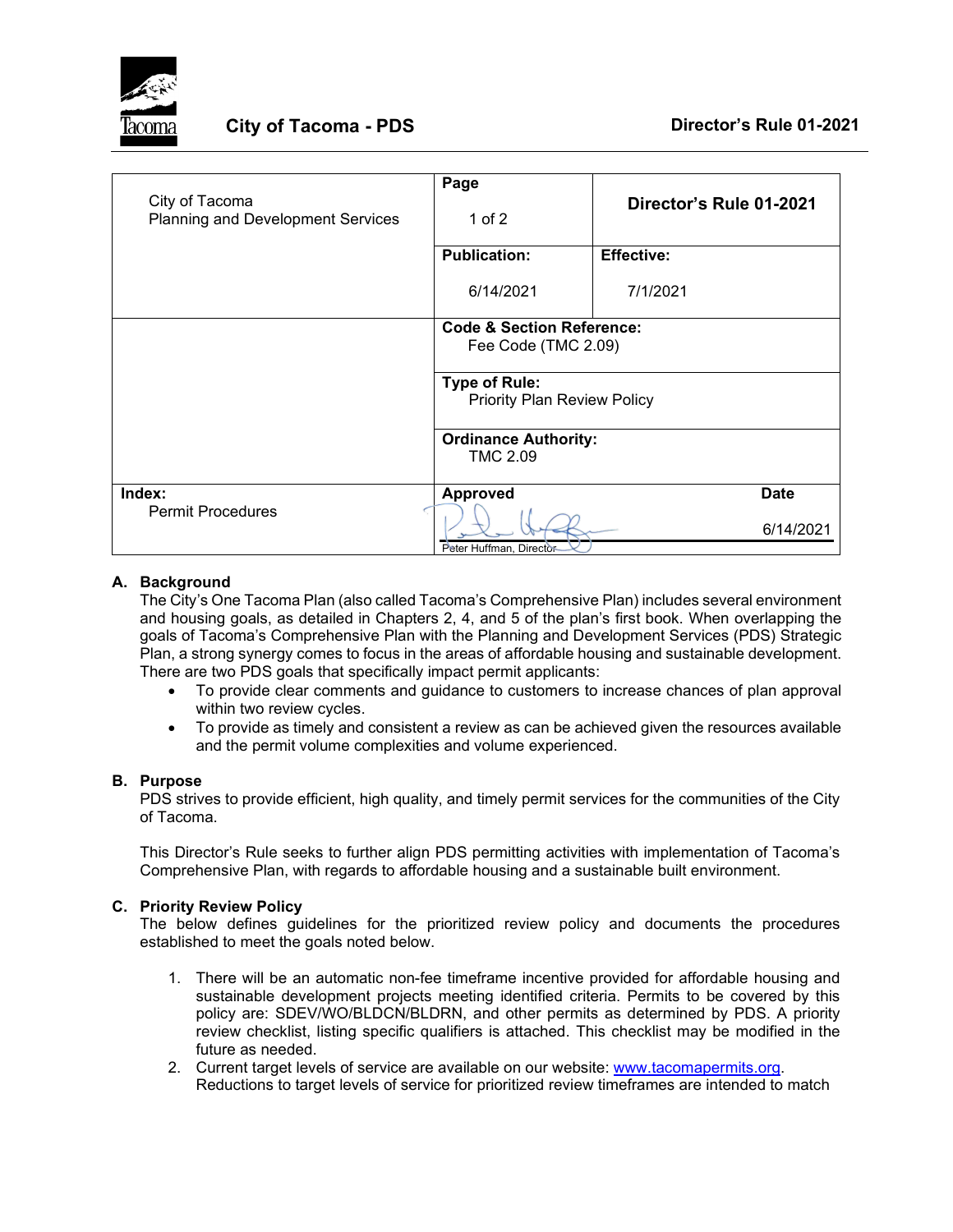**City of Tacoma - PDS** **Director's Rule 01-2021**

| City of Tacoma<br>Planning and Development Services | **Page**<br>1 of 2 | **Director's Rule 01-2021** |
|---|---|---|
| | **Publication:**<br>6/14/2021 | **Effective:**<br>7/1/2021 |
| | **Code & Section Reference:**<br>Fee Code (TMC 2.09) | |
| | **Type of Rule:**<br>Priority Plan Review Policy | |
| | **Ordinance Authority:**<br>TMC 2.09 | |
| **Index:**<br>Permit Procedures | **Approved**<br>Peter Huffman, Director | **Date**<br>6/14/2021 |

## A. Background

The City's One Tacoma Plan (also called Tacoma's Comprehensive Plan) includes several environment and housing goals, as detailed in Chapters 2, 4, and 5 of the plan's first book. When overlapping the goals of Tacoma's Comprehensive Plan with the Planning and Development Services (PDS) Strategic Plan, a strong synergy comes to focus in the areas of affordable housing and sustainable development. There are two PDS goals that specifically impact permit applicants:

- To provide clear comments and guidance to customers to increase chances of plan approval within two review cycles.
- To provide as timely and consistent a review as can be achieved given the resources available and the permit volume complexities and volume experienced.

## B. Purpose

PDS strives to provide efficient, high quality, and timely permit services for the communities of the City of Tacoma.

This Director's Rule seeks to further align PDS permitting activities with implementation of Tacoma's Comprehensive Plan, with regards to affordable housing and a sustainable built environment.

## C. Priority Review Policy

The below defines guidelines for the prioritized review policy and documents the procedures established to meet the goals noted below.

1. There will be an automatic non-fee timeframe incentive provided for affordable housing and sustainable development projects meeting identified criteria. Permits to be covered by this policy are: SDEV/WO/BLDCN/BLDRN, and other permits as determined by PDS. A priority review checklist, listing specific qualifiers is attached. This checklist may be modified in the future as needed.
2. Current target levels of service are available on our website: [www.tacomapermits.org](www.tacomapermits.org).
   Reductions to target levels of service for prioritized review timeframes are intended to match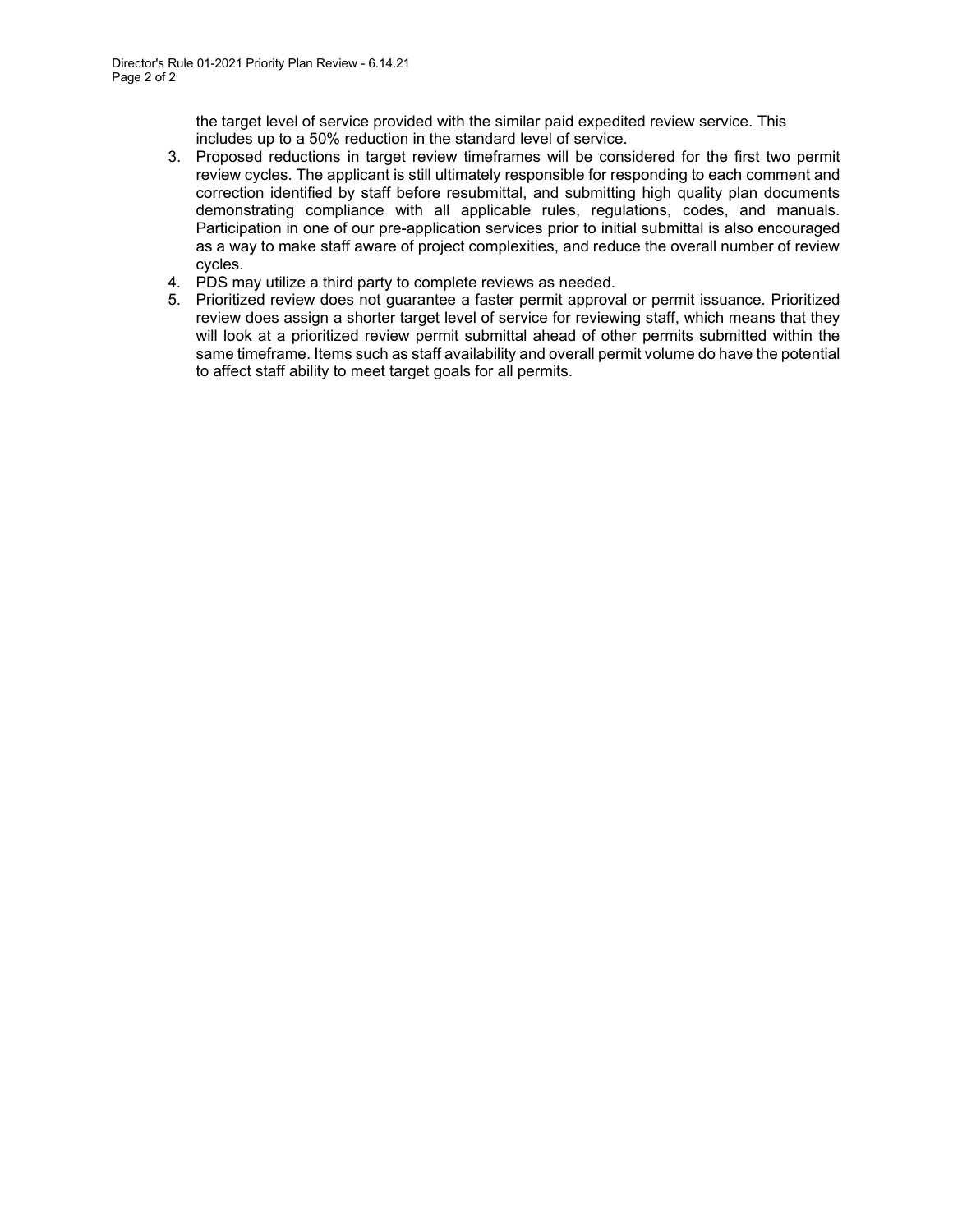the target level of service provided with the similar paid expedited review service. This includes up to a 50% reduction in the standard level of service.

3. Proposed reductions in target review timeframes will be considered for the first two permit review cycles. The applicant is still ultimately responsible for responding to each comment and correction identified by staff before resubmittal, and submitting high quality plan documents demonstrating compliance with all applicable rules, regulations, codes, and manuals. Participation in one of our pre-application services prior to initial submittal is also encouraged as a way to make staff aware of project complexities, and reduce the overall number of review cycles.
4. PDS may utilize a third party to complete reviews as needed.
5. Prioritized review does not guarantee a faster permit approval or permit issuance. Prioritized review does assign a shorter target level of service for reviewing staff, which means that they will look at a prioritized review permit submittal ahead of other permits submitted within the same timeframe. Items such as staff availability and overall permit volume do have the potential to affect staff ability to meet target goals for all permits.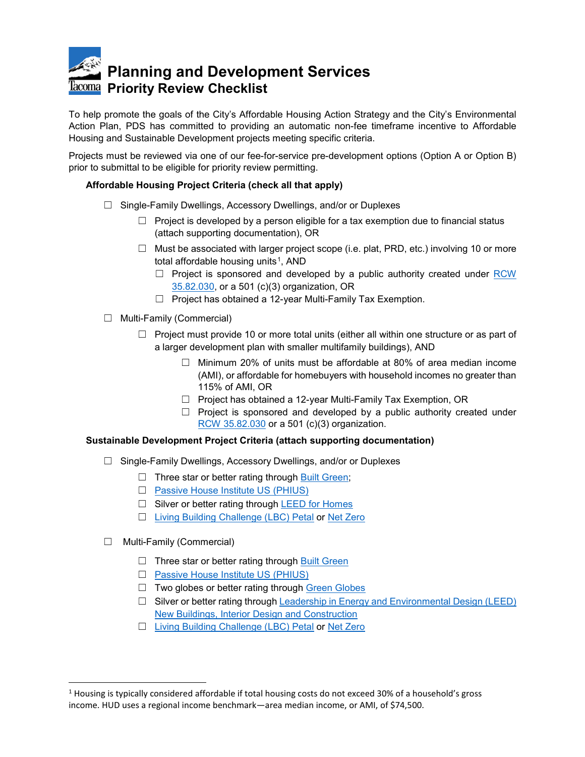# Planning and Development Services
## Priority Review Checklist

To help promote the goals of the City's Affordable Housing Action Strategy and the City's Environmental Action Plan, PDS has committed to providing an automatic non-fee timeframe incentive to Affordable Housing and Sustainable Development projects meeting specific criteria.

Projects must be reviewed via one of our fee-for-service pre-development options (Option A or Option B) prior to submittal to be eligible for priority review permitting.

**Affordable Housing Project Criteria (check all that apply)**

- ☐ Single-Family Dwellings, Accessory Dwellings, and/or or Duplexes
  - ☐ Project is developed by a person eligible for a tax exemption due to financial status (attach supporting documentation), OR
  - ☐ Must be associated with larger project scope (i.e. plat, PRD, etc.) involving 10 or more total affordable housing units[1], AND
    - ☐ Project is sponsored and developed by a public authority created under RCW 35.82.030, or a 501 (c)(3) organization, OR
    - ☐ Project has obtained a 12-year Multi-Family Tax Exemption.
- ☐ Multi-Family (Commercial)
  - ☐ Project must provide 10 or more total units (either all within one structure or as part of a larger development plan with smaller multifamily buildings), AND
    - ☐ Minimum 20% of units must be affordable at 80% of area median income (AMI), or affordable for homebuyers with household incomes no greater than 115% of AMI, OR
    - ☐ Project has obtained a 12-year Multi-Family Tax Exemption, OR
    - ☐ Project is sponsored and developed by a public authority created under RCW 35.82.030 or a 501 (c)(3) organization.

**Sustainable Development Project Criteria (attach supporting documentation)**

- ☐ Single-Family Dwellings, Accessory Dwellings, and/or or Duplexes
  - ☐ Three star or better rating through Built Green;
  - ☐ Passive House Institute US (PHIUS)
  - ☐ Silver or better rating through LEED for Homes
  - ☐ Living Building Challenge (LBC) Petal or Net Zero
- ☐ Multi-Family (Commercial)
  - ☐ Three star or better rating through Built Green
  - ☐ Passive House Institute US (PHIUS)
  - ☐ Two globes or better rating through Green Globes
  - ☐ Silver or better rating through Leadership in Energy and Environmental Design (LEED) New Buildings, Interior Design and Construction
  - ☐ Living Building Challenge (LBC) Petal or Net Zero

---

[1] Housing is typically considered affordable if total housing costs do not exceed 30% of a household's gross income. HUD uses a regional income benchmark—area median income, or AMI, of $74,500.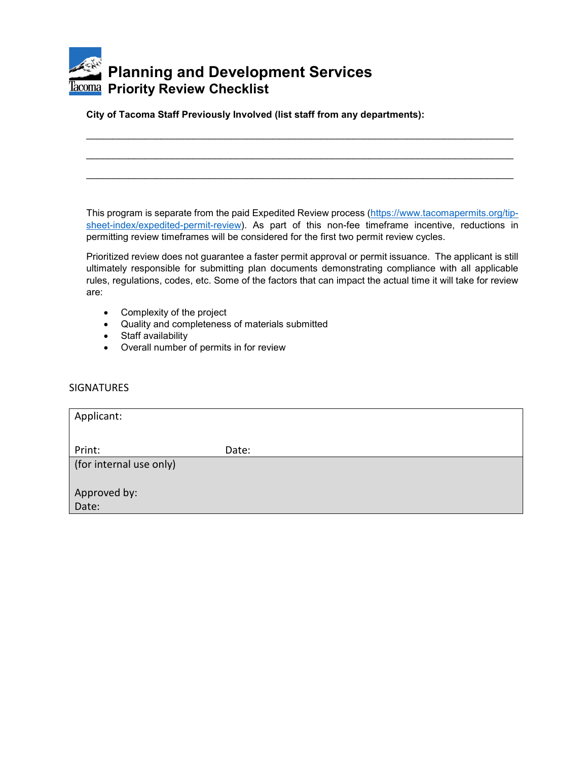# Planning and Development Services
## Priority Review Checklist

**City of Tacoma Staff Previously Involved (list staff from any departments):**

_______________________________________________________________________________

_______________________________________________________________________________

_______________________________________________________________________________

This program is separate from the paid Expedited Review process ([https://www.tacomapermits.org/tip-sheet-index/expedited-permit-review](https://www.tacomapermits.org/tip-sheet-index/expedited-permit-review)). As part of this non-fee timeframe incentive, reductions in permitting review timeframes will be considered for the first two permit review cycles.

Prioritized review does not guarantee a faster permit approval or permit issuance. The applicant is still ultimately responsible for submitting plan documents demonstrating compliance with all applicable rules, regulations, codes, etc. Some of the factors that can impact the actual time it will take for review are:

- Complexity of the project
- Quality and completeness of materials submitted
- Staff availability
- Overall number of permits in for review

SIGNATURES

| | |
|---|---|
| Applicant:<br><br>Print: | Date: |
| (for internal use only)<br><br>Approved by:<br>Date: | |